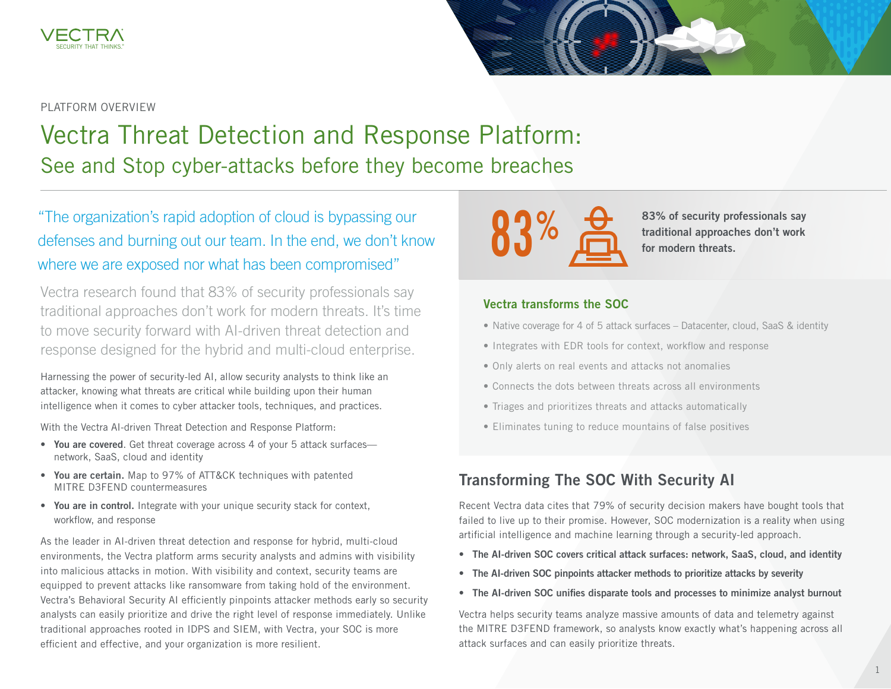PLATFORM OVERVIEW

# Vectra Threat Detection and Response Platform:
## See and Stop cyber-attacks before they become breaches

"The organization's rapid adoption of cloud is bypassing our defenses and burning out our team. In the end, we don't know where we are exposed nor what has been compromised"

Vectra research found that 83% of security professionals say traditional approaches don't work for modern threats. It's time to move security forward with AI-driven threat detection and response designed for the hybrid and multi-cloud enterprise.

Harnessing the power of security-led AI, allow security analysts to think like an attacker, knowing what threats are critical while building upon their human intelligence when it comes to cyber attacker tools, techniques, and practices.

With the Vectra AI-driven Threat Detection and Response Platform:

- **You are covered**. Get threat coverage across 4 of your 5 attack surfaces—network, SaaS, cloud and identity
- **You are certain.** Map to 97% of ATT&CK techniques with patented MITRE D3FEND countermeasures
- **You are in control.** Integrate with your unique security stack for context, workflow, and response

As the leader in AI-driven threat detection and response for hybrid, multi-cloud environments, the Vectra platform arms security analysts and admins with visibility into malicious attacks in motion. With visibility and context, security teams are equipped to prevent attacks like ransomware from taking hold of the environment. Vectra's Behavioral Security AI efficiently pinpoints attacker methods early so security analysts can easily prioritize and drive the right level of response immediately. Unlike traditional approaches rooted in IDPS and SIEM, with Vectra, your SOC is more efficient and effective, and your organization is more resilient.

**83%**

**83% of security professionals say traditional approaches don't work for modern threats.**

### Vectra transforms the SOC

- Native coverage for 4 of 5 attack surfaces – Datacenter, cloud, SaaS & identity
- Integrates with EDR tools for context, workflow and response
- Only alerts on real events and attacks not anomalies
- Connects the dots between threats across all environments
- Triages and prioritizes threats and attacks automatically
- Eliminates tuning to reduce mountains of false positives

## Transforming The SOC With Security AI

Recent Vectra data cites that 79% of security decision makers have bought tools that failed to live up to their promise. However, SOC modernization is a reality when using artificial intelligence and machine learning through a security-led approach.

- **The AI-driven SOC covers critical attack surfaces: network, SaaS, cloud, and identity**
- **The AI-driven SOC pinpoints attacker methods to prioritize attacks by severity**
- **The AI-driven SOC unifies disparate tools and processes to minimize analyst burnout**

Vectra helps security teams analyze massive amounts of data and telemetry against the MITRE D3FEND framework, so analysts know exactly what's happening across all attack surfaces and can easily prioritize threats.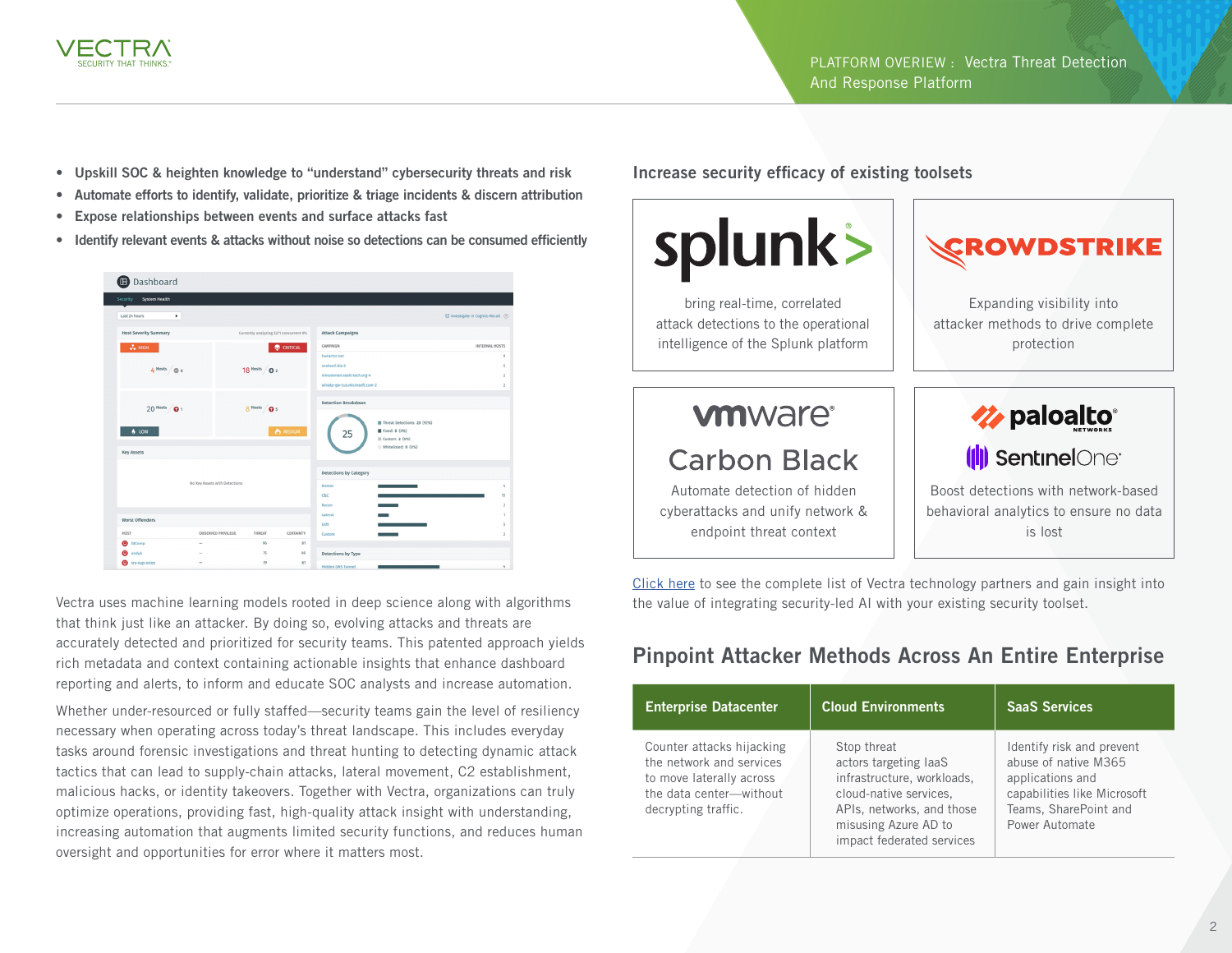- Upskill SOC & heighten knowledge to "understand" cybersecurity threats and risk
- Automate efforts to identify, validate, prioritize & triage incidents & discern attribution
- Expose relationships between events and surface attacks fast
- Identify relevant events & attacks without noise so detections can be consumed efficiently

Vectra uses machine learning models rooted in deep science along with algorithms that think just like an attacker. By doing so, evolving attacks and threats are accurately detected and prioritized for security teams. This patented approach yields rich metadata and context containing actionable insights that enhance dashboard reporting and alerts, to inform and educate SOC analysts and increase automation.

Whether under-resourced or fully staffed—security teams gain the level of resiliency necessary when operating across today's threat landscape. This includes everyday tasks around forensic investigations and threat hunting to detecting dynamic attack tactics that can lead to supply-chain attacks, lateral movement, C2 establishment, malicious hacks, or identity takeovers. Together with Vectra, organizations can truly optimize operations, providing fast, high-quality attack insight with understanding, increasing automation that augments limited security functions, and reduces human oversight and opportunities for error where it matters most.

## Increase security efficacy of existing toolsets

**splunk>** — bring real-time, correlated attack detections to the operational intelligence of the Splunk platform

**CROWDSTRIKE** — Expanding visibility into attacker methods to drive complete protection

**vmware Carbon Black** — Automate detection of hidden cyberattacks and unify network & endpoint threat context

**paloalto networks / SentinelOne** — Boost detections with network-based behavioral analytics to ensure no data is lost

Click here to see the complete list of Vectra technology partners and gain insight into the value of integrating security-led AI with your existing security toolset.

## Pinpoint Attacker Methods Across An Entire Enterprise

| Enterprise Datacenter | Cloud Environments | SaaS Services |
| --- | --- | --- |
| Counter attacks hijacking the network and services to move laterally across the data center—without decrypting traffic. | Stop threat actors targeting IaaS infrastructure, workloads, cloud-native services, APIs, networks, and those misusing Azure AD to impact federated services | Identify risk and prevent abuse of native M365 applications and capabilities like Microsoft Teams, SharePoint and Power Automate |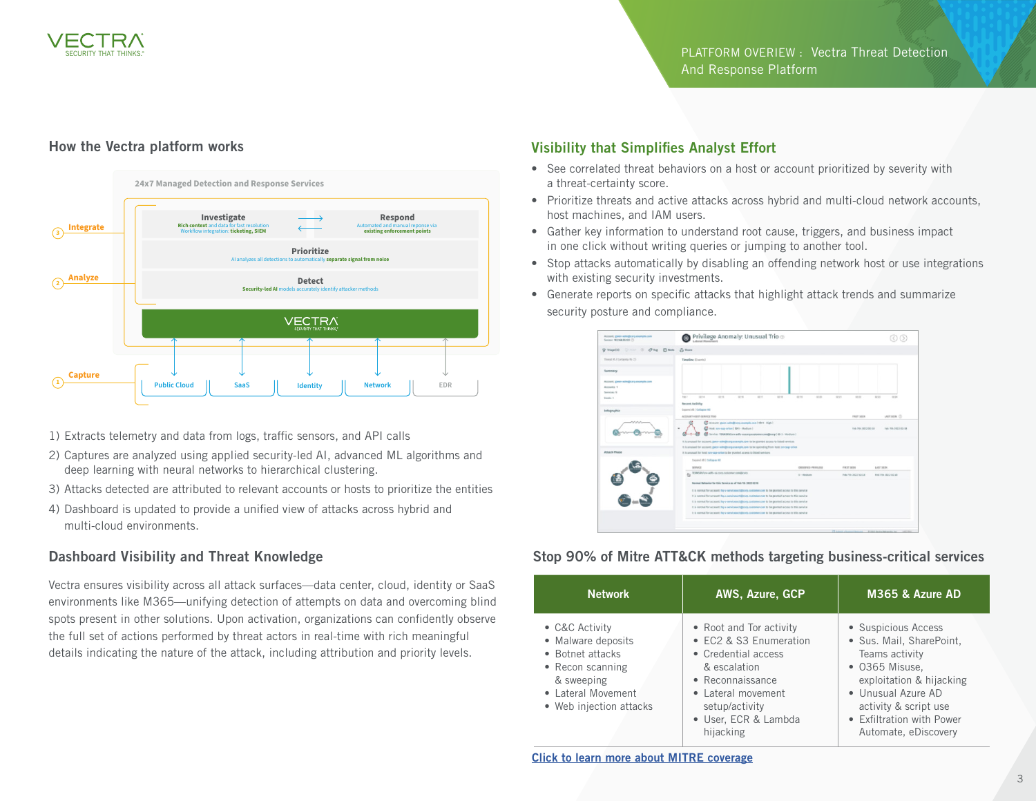## How the Vectra platform works

24x7 Managed Detection and Response Services

Integrate — Investigate: Rich context and data for fast resolution. Workflow integration: ticketing, SIEM. Respond: Automated and manual reponse via existing enforcement points

Analyze — Prioritize: AI analyzes all detections to automatically separate signal from noise. Detect: Security-led AI models accurately identify attacker methods

Capture — Public Cloud, SaaS, Identity, Network, EDR

1) Extracts telemetry and data from logs, traffic sensors, and API calls
2) Captures are analyzed using applied security-led AI, advanced ML algorithms and deep learning with neural networks to hierarchical clustering.
3) Attacks detected are attributed to relevant accounts or hosts to prioritize the entities
4) Dashboard is updated to provide a unified view of attacks across hybrid and multi-cloud environments.

## Dashboard Visibility and Threat Knowledge

Vectra ensures visibility across all attack surfaces—data center, cloud, identity or SaaS environments like M365—unifying detection of attempts on data and overcoming blind spots present in other solutions. Upon activation, organizations can confidently observe the full set of actions performed by threat actors in real-time with rich meaningful details indicating the nature of the attack, including attribution and priority levels.

## Visibility that Simplifies Analyst Effort

- See correlated threat behaviors on a host or account prioritized by severity with a threat-certainty score.
- Prioritize threats and active attacks across hybrid and multi-cloud network accounts, host machines, and IAM users.
- Gather key information to understand root cause, triggers, and business impact in one click without writing queries or jumping to another tool.
- Stop attacks automatically by disabling an offending network host or use integrations with existing security investments.
- Generate reports on specific attacks that highlight attack trends and summarize security posture and compliance.

## Stop 90% of Mitre ATT&CK methods targeting business-critical services

| Network | AWS, Azure, GCP | M365 & Azure AD |
|---|---|---|
| • C&C Activity<br>• Malware deposits<br>• Botnet attacks<br>• Recon scanning & sweeping<br>• Lateral Movement<br>• Web injection attacks | • Root and Tor activity<br>• EC2 & S3 Enumeration<br>• Credential access & escalation<br>• Reconnaissance<br>• Lateral movement setup/activity<br>• User, ECR & Lambda hijacking | • Suspicious Access<br>• Sus. Mail, SharePoint, Teams activity<br>• O365 Misuse, exploitation & hijacking<br>• Unusual Azure AD activity & script use<br>• Exfiltration with Power Automate, eDiscovery |

Click to learn more about MITRE coverage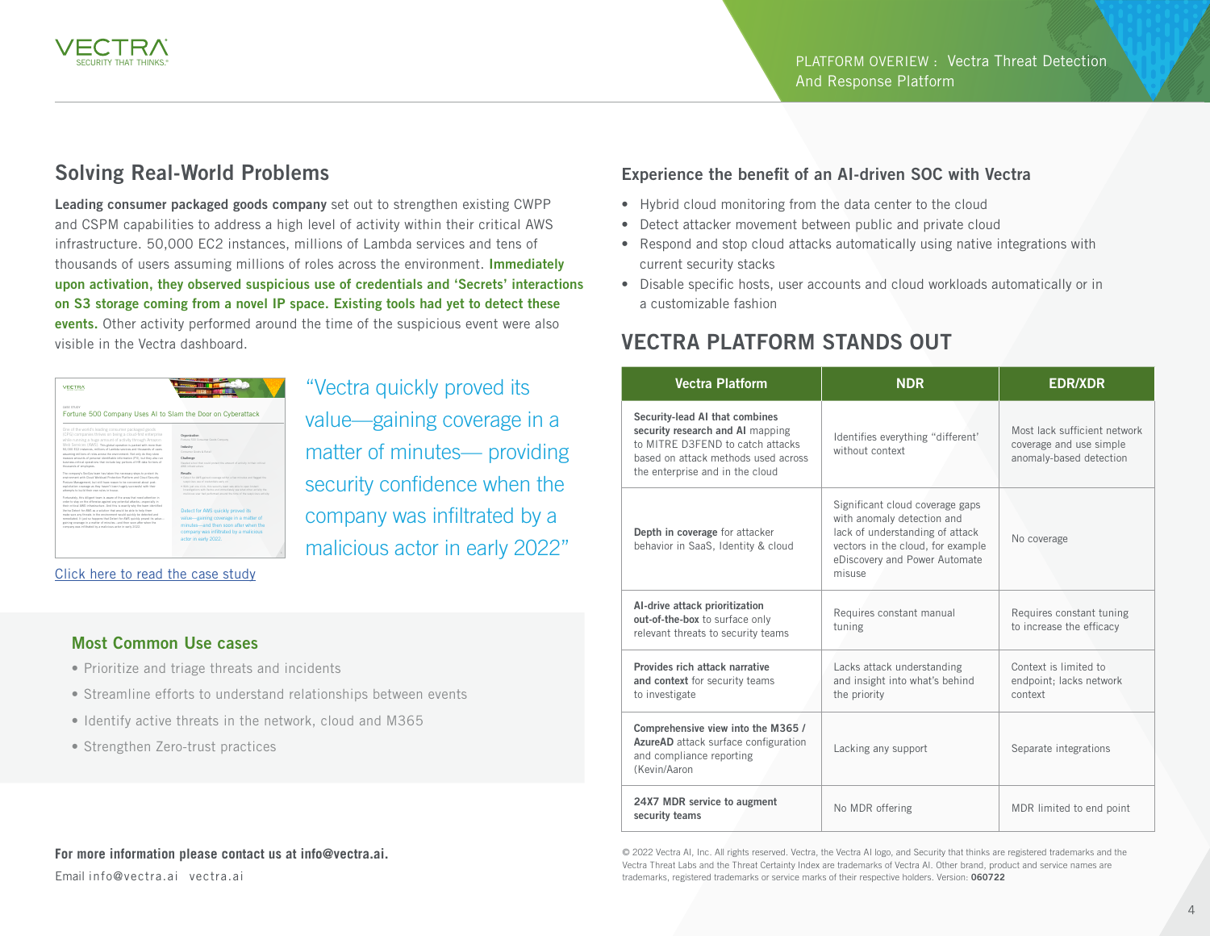## Solving Real-World Problems

**Leading consumer packaged goods company** set out to strengthen existing CWPP and CSPM capabilities to address a high level of activity within their critical AWS infrastructure. 50,000 EC2 instances, millions of Lambda services and tens of thousands of users assuming millions of roles across the environment. **Immediately upon activation, they observed suspicious use of credentials and 'Secrets' interactions on S3 storage coming from a novel IP space. Existing tools had yet to detect these events.** Other activity performed around the time of the suspicious event were also visible in the Vectra dashboard.

"Vectra quickly proved its value—gaining coverage in a matter of minutes— providing security confidence when the company was infiltrated by a malicious actor in early 2022"

Click here to read the case study

### Most Common Use cases

- Prioritize and triage threats and incidents
- Streamline efforts to understand relationships between events
- Identify active threats in the network, cloud and M365
- Strengthen Zero-trust practices

### Experience the benefit of an AI-driven SOC with Vectra

- Hybrid cloud monitoring from the data center to the cloud
- Detect attacker movement between public and private cloud
- Respond and stop cloud attacks automatically using native integrations with current security stacks
- Disable specific hosts, user accounts and cloud workloads automatically or in a customizable fashion

## VECTRA PLATFORM STANDS OUT

| Vectra Platform | NDR | EDR/XDR |
|---|---|---|
| **Security-lead AI that combines security research and AI** mapping to MITRE D3FEND to catch attacks based on attack methods used across the enterprise and in the cloud | Identifies everything "different' without context | Most lack sufficient network coverage and use simple anomaly-based detection |
| **Depth in coverage** for attacker behavior in SaaS, Identity & cloud | Significant cloud coverage gaps with anomaly detection and lack of understanding of attack vectors in the cloud, for example eDiscovery and Power Automate misuse | No coverage |
| **AI-drive attack prioritization out-of-the-box** to surface only relevant threats to security teams | Requires constant manual tuning | Requires constant tuning to increase the efficacy |
| **Provides rich attack narrative and context** for security teams to investigate | Lacks attack understanding and insight into what's behind the priority | Context is limited to endpoint; lacks network context |
| **Comprehensive view into the M365 / AzureAD** attack surface configuration and compliance reporting (Kevin/Aaron | Lacking any support | Separate integrations |
| **24X7 MDR service to augment security teams** | No MDR offering | MDR limited to end point |

**For more information please contact us at info@vectra.ai.**

Email info@vectra.ai vectra.ai

© 2022 Vectra AI, Inc. All rights reserved. Vectra, the Vectra AI logo, and Security that thinks are registered trademarks and the Vectra Threat Labs and the Threat Certainty Index are trademarks of Vectra AI. Other brand, product and service names are trademarks, registered trademarks or service marks of their respective holders. Version: **060722**